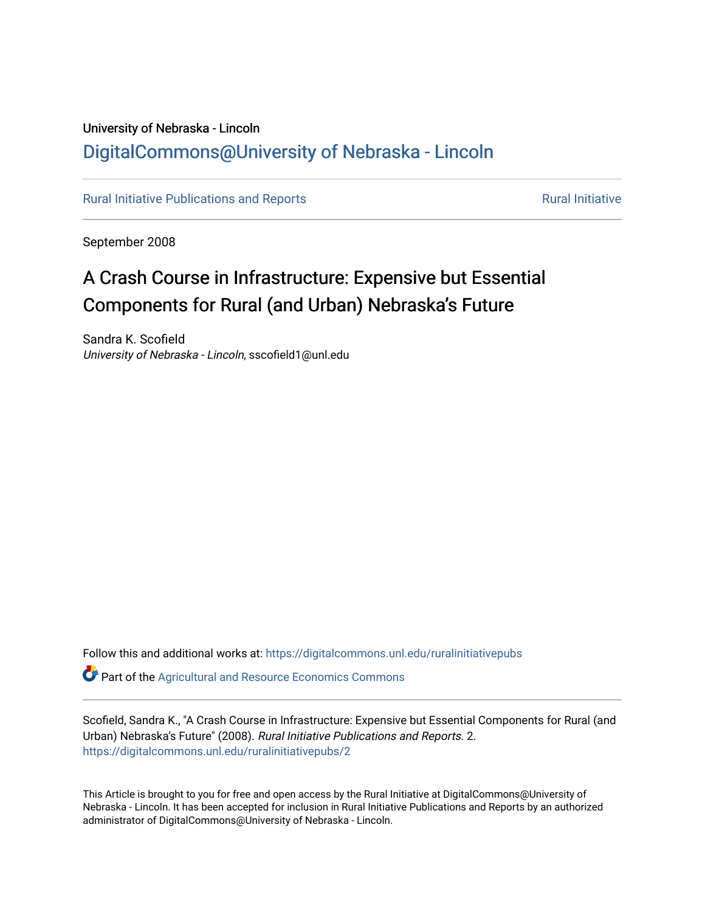University of Nebraska - Lincoln

DigitalCommons@University of Nebraska - Lincoln

Rural Initiative Publications and Reports

Rural Initiative

September 2008

# A Crash Course in Infrastructure: Expensive but Essential Components for Rural (and Urban) Nebraska's Future

Sandra K. Scofield
*University of Nebraska - Lincoln*, sscofield1@unl.edu

Follow this and additional works at: https://digitalcommons.unl.edu/ruralinitiativepubs

Part of the Agricultural and Resource Economics Commons

Scofield, Sandra K., "A Crash Course in Infrastructure: Expensive but Essential Components for Rural (and Urban) Nebraska's Future" (2008). *Rural Initiative Publications and Reports*. 2.
https://digitalcommons.unl.edu/ruralinitiativepubs/2

This Article is brought to you for free and open access by the Rural Initiative at DigitalCommons@University of Nebraska - Lincoln. It has been accepted for inclusion in Rural Initiative Publications and Reports by an authorized administrator of DigitalCommons@University of Nebraska - Lincoln.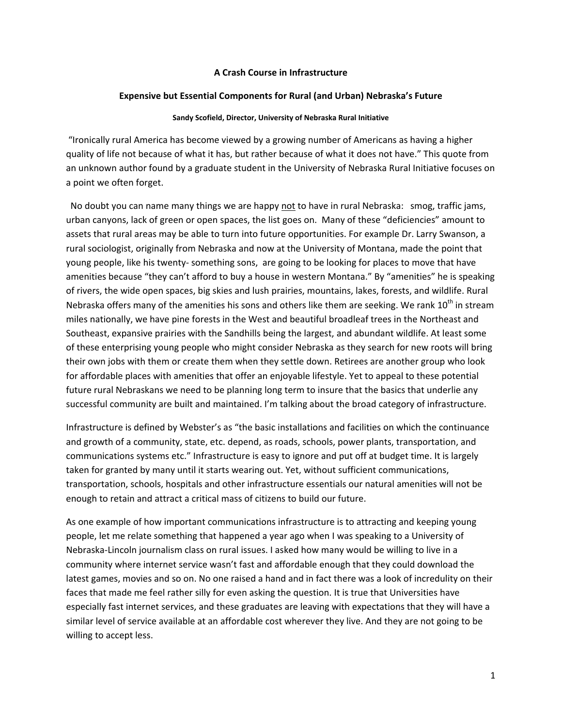**A Crash Course in Infrastructure**

**Expensive but Essential Components for Rural (and Urban) Nebraska's Future**

**Sandy Scofield, Director, University of Nebraska Rural Initiative**

"Ironically rural America has become viewed by a growing number of Americans as having a higher quality of life not because of what it has, but rather because of what it does not have." This quote from an unknown author found by a graduate student in the University of Nebraska Rural Initiative focuses on a point we often forget.

No doubt you can name many things we are happy not to have in rural Nebraska: smog, traffic jams, urban canyons, lack of green or open spaces, the list goes on. Many of these "deficiencies" amount to assets that rural areas may be able to turn into future opportunities. For example Dr. Larry Swanson, a rural sociologist, originally from Nebraska and now at the University of Montana, made the point that young people, like his twenty- something sons, are going to be looking for places to move that have amenities because "they can't afford to buy a house in western Montana." By "amenities" he is speaking of rivers, the wide open spaces, big skies and lush prairies, mountains, lakes, forests, and wildlife. Rural Nebraska offers many of the amenities his sons and others like them are seeking. We rank 10th in stream miles nationally, we have pine forests in the West and beautiful broadleaf trees in the Northeast and Southeast, expansive prairies with the Sandhills being the largest, and abundant wildlife. At least some of these enterprising young people who might consider Nebraska as they search for new roots will bring their own jobs with them or create them when they settle down. Retirees are another group who look for affordable places with amenities that offer an enjoyable lifestyle. Yet to appeal to these potential future rural Nebraskans we need to be planning long term to insure that the basics that underlie any successful community are built and maintained. I'm talking about the broad category of infrastructure.

Infrastructure is defined by Webster's as "the basic installations and facilities on which the continuance and growth of a community, state, etc. depend, as roads, schools, power plants, transportation, and communications systems etc." Infrastructure is easy to ignore and put off at budget time. It is largely taken for granted by many until it starts wearing out. Yet, without sufficient communications, transportation, schools, hospitals and other infrastructure essentials our natural amenities will not be enough to retain and attract a critical mass of citizens to build our future.

As one example of how important communications infrastructure is to attracting and keeping young people, let me relate something that happened a year ago when I was speaking to a University of Nebraska-Lincoln journalism class on rural issues. I asked how many would be willing to live in a community where internet service wasn't fast and affordable enough that they could download the latest games, movies and so on. No one raised a hand and in fact there was a look of incredulity on their faces that made me feel rather silly for even asking the question. It is true that Universities have especially fast internet services, and these graduates are leaving with expectations that they will have a similar level of service available at an affordable cost wherever they live. And they are not going to be willing to accept less.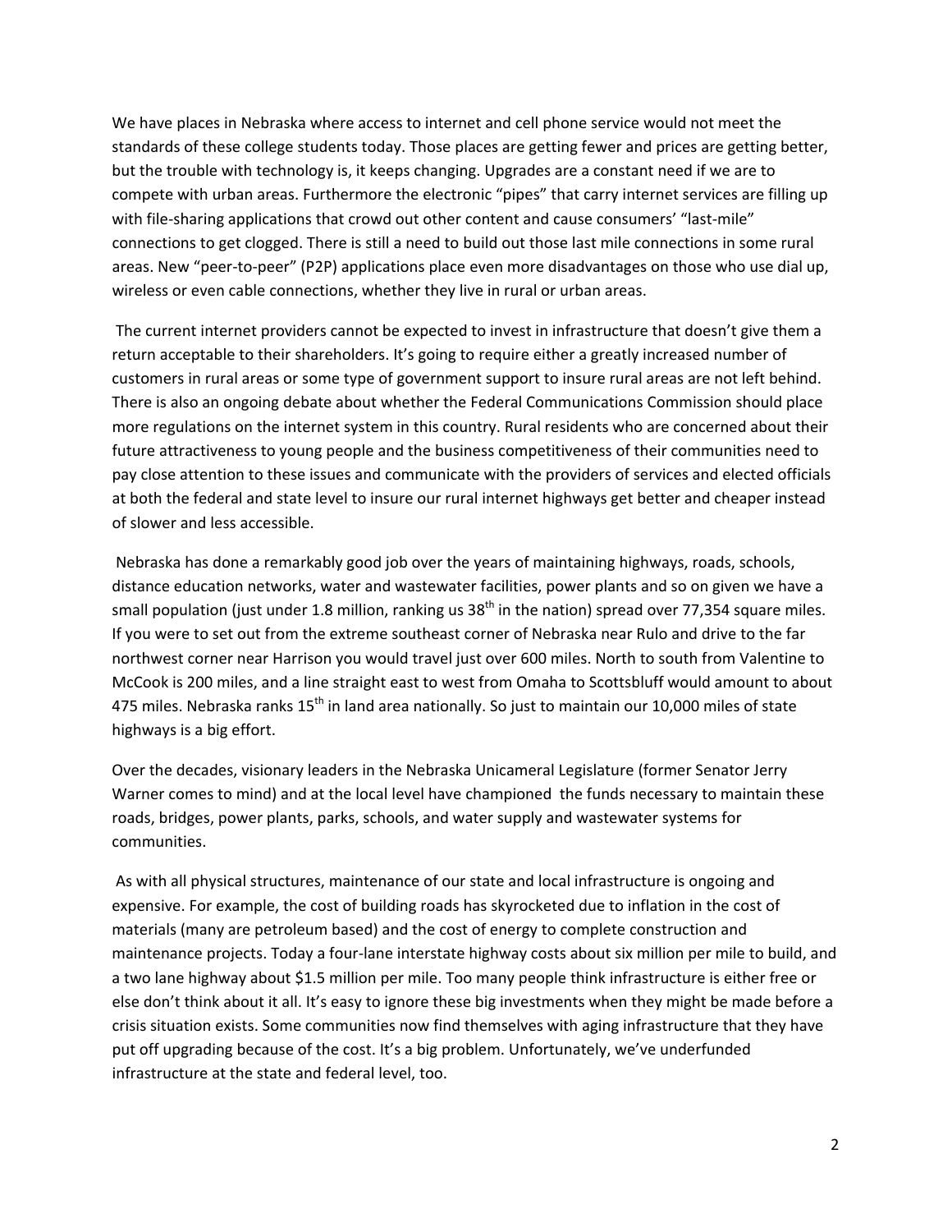We have places in Nebraska where access to internet and cell phone service would not meet the standards of these college students today. Those places are getting fewer and prices are getting better, but the trouble with technology is, it keeps changing. Upgrades are a constant need if we are to compete with urban areas. Furthermore the electronic "pipes" that carry internet services are filling up with file-sharing applications that crowd out other content and cause consumers' "last-mile" connections to get clogged. There is still a need to build out those last mile connections in some rural areas. New "peer-to-peer" (P2P) applications place even more disadvantages on those who use dial up, wireless or even cable connections, whether they live in rural or urban areas.

The current internet providers cannot be expected to invest in infrastructure that doesn't give them a return acceptable to their shareholders. It's going to require either a greatly increased number of customers in rural areas or some type of government support to insure rural areas are not left behind. There is also an ongoing debate about whether the Federal Communications Commission should place more regulations on the internet system in this country. Rural residents who are concerned about their future attractiveness to young people and the business competitiveness of their communities need to pay close attention to these issues and communicate with the providers of services and elected officials at both the federal and state level to insure our rural internet highways get better and cheaper instead of slower and less accessible.

Nebraska has done a remarkably good job over the years of maintaining highways, roads, schools, distance education networks, water and wastewater facilities, power plants and so on given we have a small population (just under 1.8 million, ranking us 38th in the nation) spread over 77,354 square miles. If you were to set out from the extreme southeast corner of Nebraska near Rulo and drive to the far northwest corner near Harrison you would travel just over 600 miles. North to south from Valentine to McCook is 200 miles, and a line straight east to west from Omaha to Scottsbluff would amount to about 475 miles. Nebraska ranks 15th in land area nationally. So just to maintain our 10,000 miles of state highways is a big effort.

Over the decades, visionary leaders in the Nebraska Unicameral Legislature (former Senator Jerry Warner comes to mind) and at the local level have championed the funds necessary to maintain these roads, bridges, power plants, parks, schools, and water supply and wastewater systems for communities.

As with all physical structures, maintenance of our state and local infrastructure is ongoing and expensive. For example, the cost of building roads has skyrocketed due to inflation in the cost of materials (many are petroleum based) and the cost of energy to complete construction and maintenance projects. Today a four-lane interstate highway costs about six million per mile to build, and a two lane highway about $1.5 million per mile. Too many people think infrastructure is either free or else don't think about it all. It's easy to ignore these big investments when they might be made before a crisis situation exists. Some communities now find themselves with aging infrastructure that they have put off upgrading because of the cost. It's a big problem. Unfortunately, we've underfunded infrastructure at the state and federal level, too.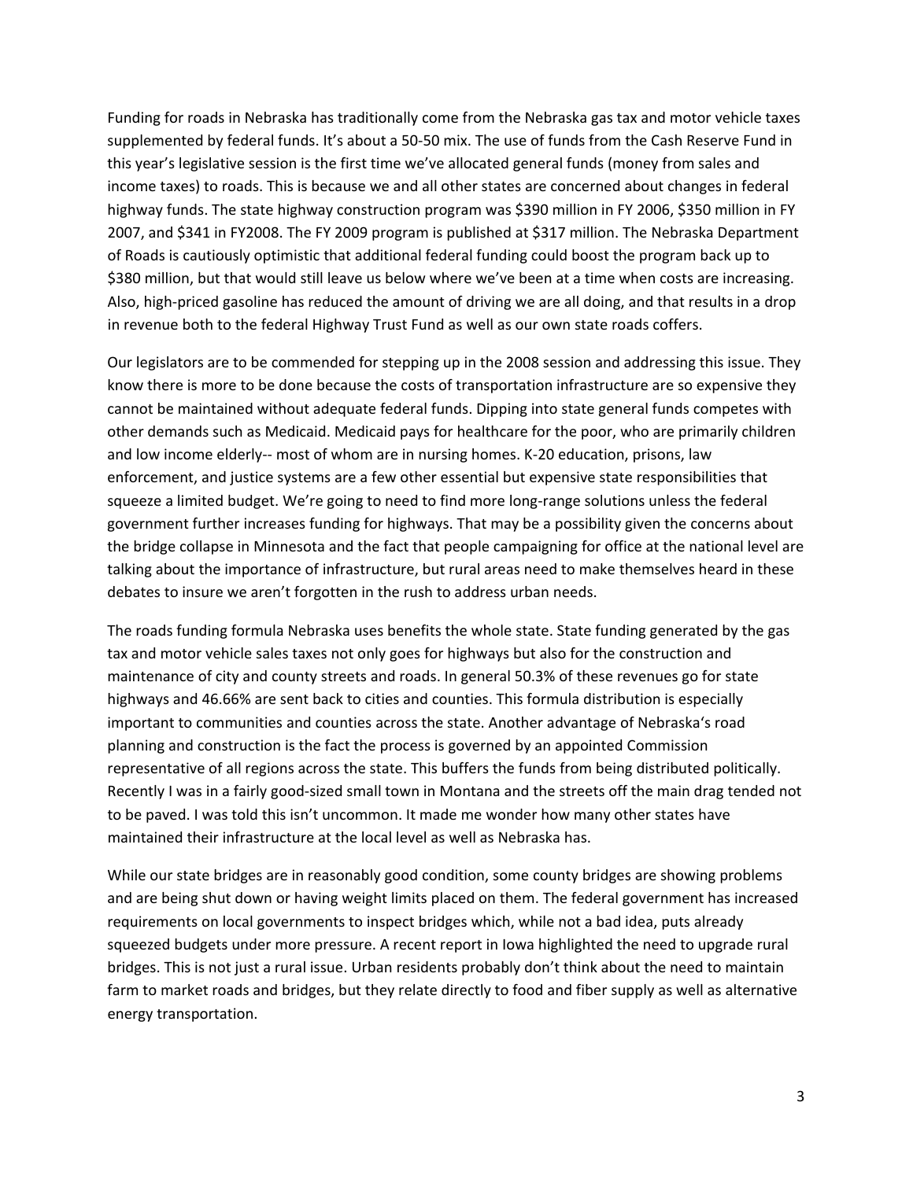Funding for roads in Nebraska has traditionally come from the Nebraska gas tax and motor vehicle taxes supplemented by federal funds. It's about a 50-50 mix. The use of funds from the Cash Reserve Fund in this year's legislative session is the first time we've allocated general funds (money from sales and income taxes) to roads. This is because we and all other states are concerned about changes in federal highway funds. The state highway construction program was $390 million in FY 2006, $350 million in FY 2007, and $341 in FY2008. The FY 2009 program is published at $317 million. The Nebraska Department of Roads is cautiously optimistic that additional federal funding could boost the program back up to $380 million, but that would still leave us below where we've been at a time when costs are increasing. Also, high-priced gasoline has reduced the amount of driving we are all doing, and that results in a drop in revenue both to the federal Highway Trust Fund as well as our own state roads coffers.

Our legislators are to be commended for stepping up in the 2008 session and addressing this issue. They know there is more to be done because the costs of transportation infrastructure are so expensive they cannot be maintained without adequate federal funds. Dipping into state general funds competes with other demands such as Medicaid. Medicaid pays for healthcare for the poor, who are primarily children and low income elderly-- most of whom are in nursing homes. K-20 education, prisons, law enforcement, and justice systems are a few other essential but expensive state responsibilities that squeeze a limited budget. We're going to need to find more long-range solutions unless the federal government further increases funding for highways. That may be a possibility given the concerns about the bridge collapse in Minnesota and the fact that people campaigning for office at the national level are talking about the importance of infrastructure, but rural areas need to make themselves heard in these debates to insure we aren't forgotten in the rush to address urban needs.

The roads funding formula Nebraska uses benefits the whole state. State funding generated by the gas tax and motor vehicle sales taxes not only goes for highways but also for the construction and maintenance of city and county streets and roads. In general 50.3% of these revenues go for state highways and 46.66% are sent back to cities and counties. This formula distribution is especially important to communities and counties across the state. Another advantage of Nebraska's road planning and construction is the fact the process is governed by an appointed Commission representative of all regions across the state. This buffers the funds from being distributed politically. Recently I was in a fairly good-sized small town in Montana and the streets off the main drag tended not to be paved. I was told this isn't uncommon. It made me wonder how many other states have maintained their infrastructure at the local level as well as Nebraska has.

While our state bridges are in reasonably good condition, some county bridges are showing problems and are being shut down or having weight limits placed on them. The federal government has increased requirements on local governments to inspect bridges which, while not a bad idea, puts already squeezed budgets under more pressure. A recent report in Iowa highlighted the need to upgrade rural bridges. This is not just a rural issue. Urban residents probably don't think about the need to maintain farm to market roads and bridges, but they relate directly to food and fiber supply as well as alternative energy transportation.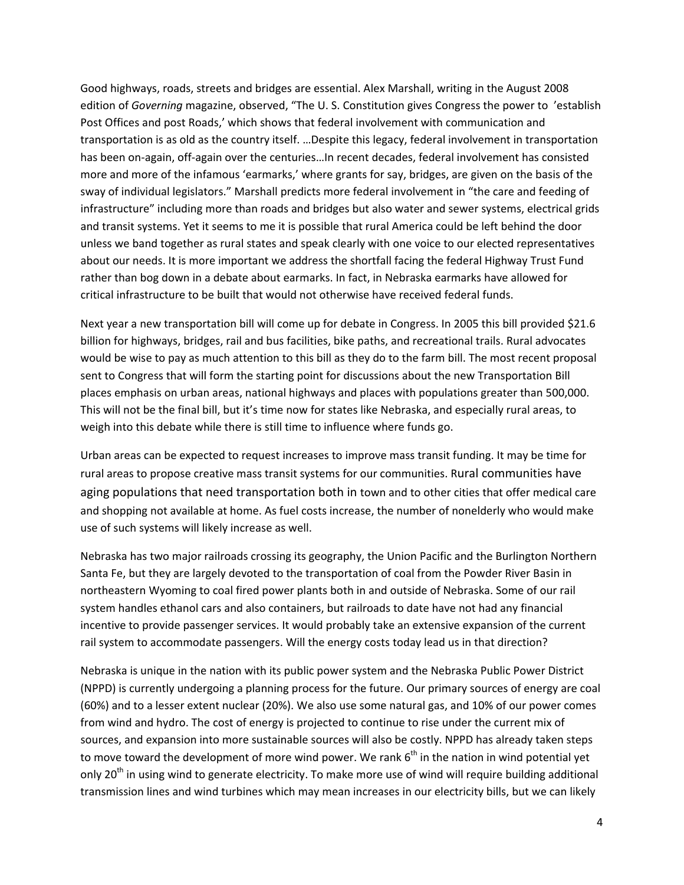Good highways, roads, streets and bridges are essential. Alex Marshall, writing in the August 2008 edition of *Governing* magazine, observed, "The U. S. Constitution gives Congress the power to 'establish Post Offices and post Roads,' which shows that federal involvement with communication and transportation is as old as the country itself. …Despite this legacy, federal involvement in transportation has been on-again, off-again over the centuries…In recent decades, federal involvement has consisted more and more of the infamous 'earmarks,' where grants for say, bridges, are given on the basis of the sway of individual legislators." Marshall predicts more federal involvement in "the care and feeding of infrastructure" including more than roads and bridges but also water and sewer systems, electrical grids and transit systems. Yet it seems to me it is possible that rural America could be left behind the door unless we band together as rural states and speak clearly with one voice to our elected representatives about our needs. It is more important we address the shortfall facing the federal Highway Trust Fund rather than bog down in a debate about earmarks. In fact, in Nebraska earmarks have allowed for critical infrastructure to be built that would not otherwise have received federal funds.

Next year a new transportation bill will come up for debate in Congress. In 2005 this bill provided $21.6 billion for highways, bridges, rail and bus facilities, bike paths, and recreational trails. Rural advocates would be wise to pay as much attention to this bill as they do to the farm bill. The most recent proposal sent to Congress that will form the starting point for discussions about the new Transportation Bill places emphasis on urban areas, national highways and places with populations greater than 500,000. This will not be the final bill, but it's time now for states like Nebraska, and especially rural areas, to weigh into this debate while there is still time to influence where funds go.

Urban areas can be expected to request increases to improve mass transit funding. It may be time for rural areas to propose creative mass transit systems for our communities. Rural communities have aging populations that need transportation both in town and to other cities that offer medical care and shopping not available at home. As fuel costs increase, the number of nonelderly who would make use of such systems will likely increase as well.

Nebraska has two major railroads crossing its geography, the Union Pacific and the Burlington Northern Santa Fe, but they are largely devoted to the transportation of coal from the Powder River Basin in northeastern Wyoming to coal fired power plants both in and outside of Nebraska. Some of our rail system handles ethanol cars and also containers, but railroads to date have not had any financial incentive to provide passenger services. It would probably take an extensive expansion of the current rail system to accommodate passengers. Will the energy costs today lead us in that direction?

Nebraska is unique in the nation with its public power system and the Nebraska Public Power District (NPPD) is currently undergoing a planning process for the future. Our primary sources of energy are coal (60%) and to a lesser extent nuclear (20%). We also use some natural gas, and 10% of our power comes from wind and hydro. The cost of energy is projected to continue to rise under the current mix of sources, and expansion into more sustainable sources will also be costly. NPPD has already taken steps to move toward the development of more wind power. We rank 6th in the nation in wind potential yet only 20th in using wind to generate electricity. To make more use of wind will require building additional transmission lines and wind turbines which may mean increases in our electricity bills, but we can likely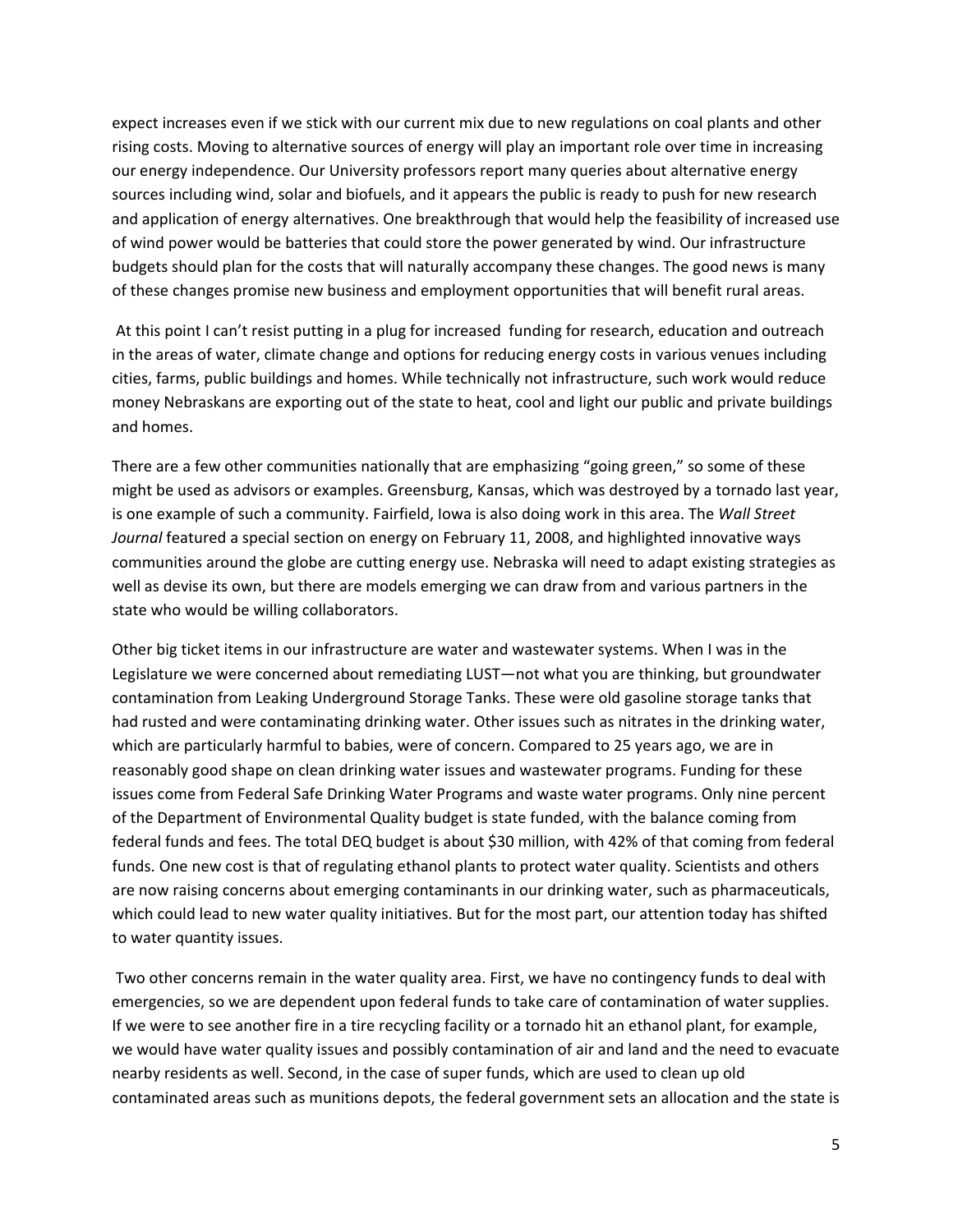expect increases even if we stick with our current mix due to new regulations on coal plants and other rising costs. Moving to alternative sources of energy will play an important role over time in increasing our energy independence. Our University professors report many queries about alternative energy sources including wind, solar and biofuels, and it appears the public is ready to push for new research and application of energy alternatives. One breakthrough that would help the feasibility of increased use of wind power would be batteries that could store the power generated by wind. Our infrastructure budgets should plan for the costs that will naturally accompany these changes. The good news is many of these changes promise new business and employment opportunities that will benefit rural areas.

At this point I can't resist putting in a plug for increased funding for research, education and outreach in the areas of water, climate change and options for reducing energy costs in various venues including cities, farms, public buildings and homes. While technically not infrastructure, such work would reduce money Nebraskans are exporting out of the state to heat, cool and light our public and private buildings and homes.

There are a few other communities nationally that are emphasizing "going green," so some of these might be used as advisors or examples. Greensburg, Kansas, which was destroyed by a tornado last year, is one example of such a community. Fairfield, Iowa is also doing work in this area. The *Wall Street Journal* featured a special section on energy on February 11, 2008, and highlighted innovative ways communities around the globe are cutting energy use. Nebraska will need to adapt existing strategies as well as devise its own, but there are models emerging we can draw from and various partners in the state who would be willing collaborators.

Other big ticket items in our infrastructure are water and wastewater systems. When I was in the Legislature we were concerned about remediating LUST—not what you are thinking, but groundwater contamination from Leaking Underground Storage Tanks. These were old gasoline storage tanks that had rusted and were contaminating drinking water. Other issues such as nitrates in the drinking water, which are particularly harmful to babies, were of concern. Compared to 25 years ago, we are in reasonably good shape on clean drinking water issues and wastewater programs. Funding for these issues come from Federal Safe Drinking Water Programs and waste water programs. Only nine percent of the Department of Environmental Quality budget is state funded, with the balance coming from federal funds and fees. The total DEQ budget is about $30 million, with 42% of that coming from federal funds. One new cost is that of regulating ethanol plants to protect water quality. Scientists and others are now raising concerns about emerging contaminants in our drinking water, such as pharmaceuticals, which could lead to new water quality initiatives. But for the most part, our attention today has shifted to water quantity issues.

Two other concerns remain in the water quality area. First, we have no contingency funds to deal with emergencies, so we are dependent upon federal funds to take care of contamination of water supplies. If we were to see another fire in a tire recycling facility or a tornado hit an ethanol plant, for example, we would have water quality issues and possibly contamination of air and land and the need to evacuate nearby residents as well. Second, in the case of super funds, which are used to clean up old contaminated areas such as munitions depots, the federal government sets an allocation and the state is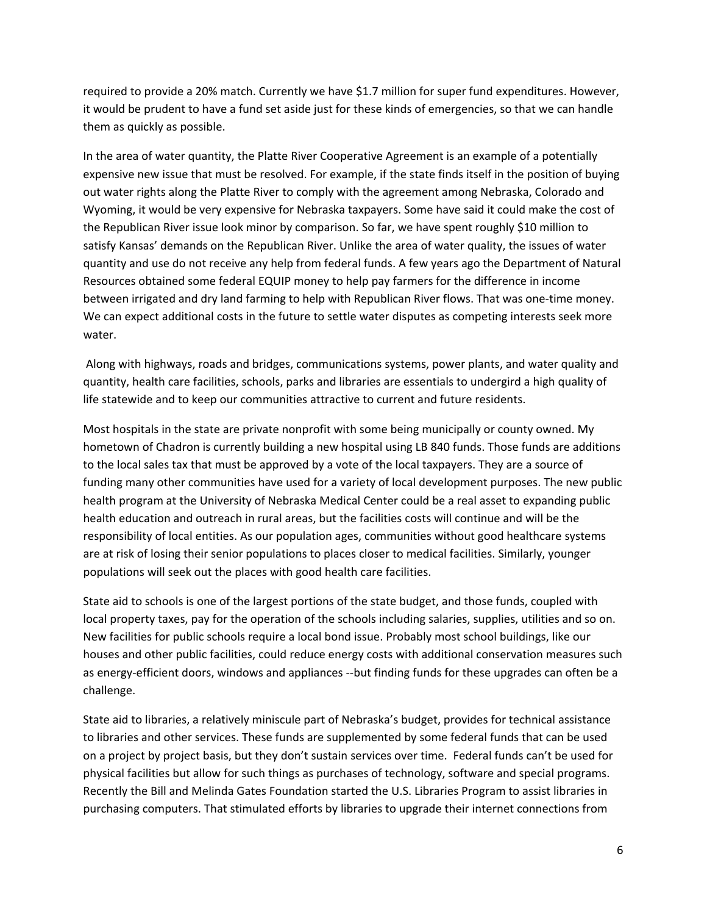required to provide a 20% match. Currently we have $1.7 million for super fund expenditures. However, it would be prudent to have a fund set aside just for these kinds of emergencies, so that we can handle them as quickly as possible.

In the area of water quantity, the Platte River Cooperative Agreement is an example of a potentially expensive new issue that must be resolved. For example, if the state finds itself in the position of buying out water rights along the Platte River to comply with the agreement among Nebraska, Colorado and Wyoming, it would be very expensive for Nebraska taxpayers. Some have said it could make the cost of the Republican River issue look minor by comparison. So far, we have spent roughly $10 million to satisfy Kansas' demands on the Republican River. Unlike the area of water quality, the issues of water quantity and use do not receive any help from federal funds. A few years ago the Department of Natural Resources obtained some federal EQUIP money to help pay farmers for the difference in income between irrigated and dry land farming to help with Republican River flows. That was one-time money. We can expect additional costs in the future to settle water disputes as competing interests seek more water.

Along with highways, roads and bridges, communications systems, power plants, and water quality and quantity, health care facilities, schools, parks and libraries are essentials to undergird a high quality of life statewide and to keep our communities attractive to current and future residents.

Most hospitals in the state are private nonprofit with some being municipally or county owned. My hometown of Chadron is currently building a new hospital using LB 840 funds. Those funds are additions to the local sales tax that must be approved by a vote of the local taxpayers. They are a source of funding many other communities have used for a variety of local development purposes. The new public health program at the University of Nebraska Medical Center could be a real asset to expanding public health education and outreach in rural areas, but the facilities costs will continue and will be the responsibility of local entities. As our population ages, communities without good healthcare systems are at risk of losing their senior populations to places closer to medical facilities. Similarly, younger populations will seek out the places with good health care facilities.

State aid to schools is one of the largest portions of the state budget, and those funds, coupled with local property taxes, pay for the operation of the schools including salaries, supplies, utilities and so on. New facilities for public schools require a local bond issue. Probably most school buildings, like our houses and other public facilities, could reduce energy costs with additional conservation measures such as energy-efficient doors, windows and appliances --but finding funds for these upgrades can often be a challenge.

State aid to libraries, a relatively miniscule part of Nebraska's budget, provides for technical assistance to libraries and other services. These funds are supplemented by some federal funds that can be used on a project by project basis, but they don't sustain services over time. Federal funds can't be used for physical facilities but allow for such things as purchases of technology, software and special programs. Recently the Bill and Melinda Gates Foundation started the U.S. Libraries Program to assist libraries in purchasing computers. That stimulated efforts by libraries to upgrade their internet connections from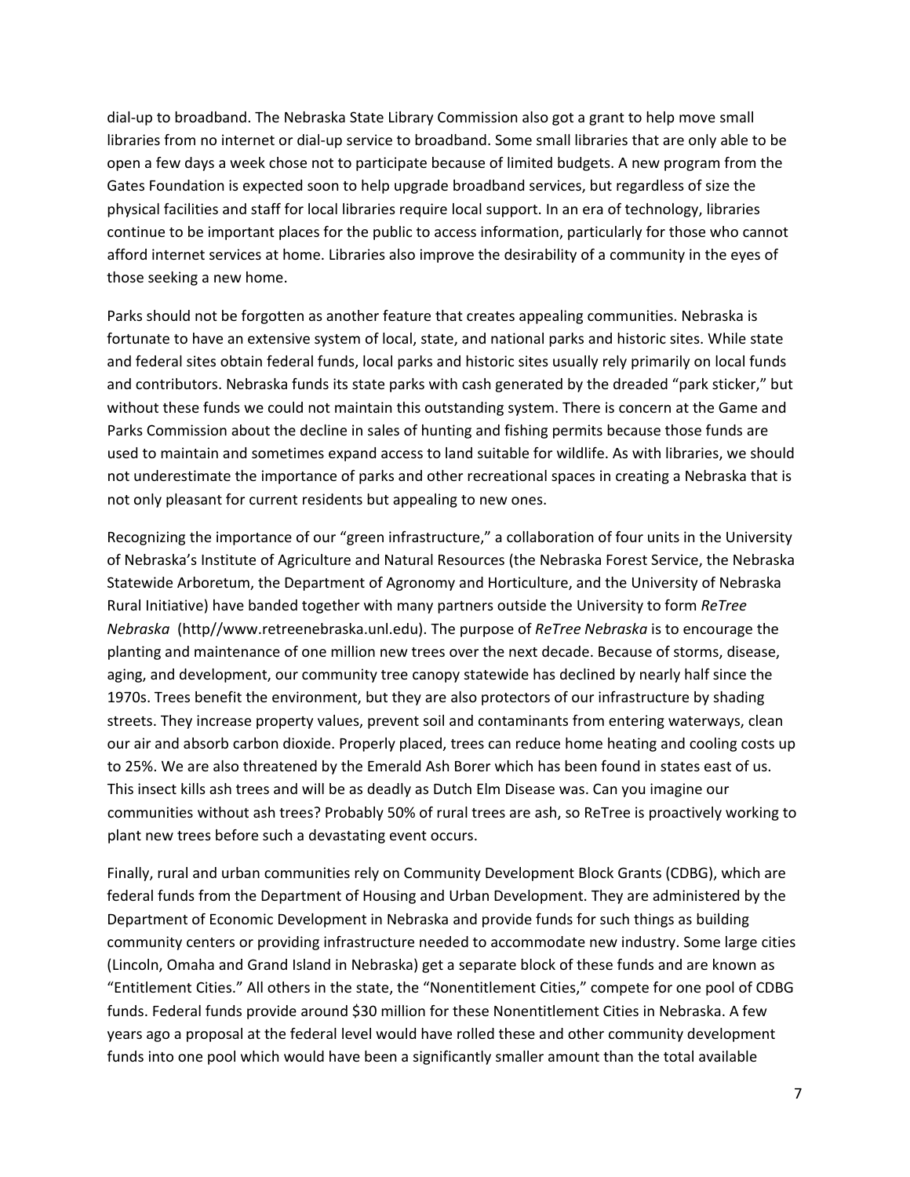dial-up to broadband. The Nebraska State Library Commission also got a grant to help move small libraries from no internet or dial-up service to broadband. Some small libraries that are only able to be open a few days a week chose not to participate because of limited budgets. A new program from the Gates Foundation is expected soon to help upgrade broadband services, but regardless of size the physical facilities and staff for local libraries require local support. In an era of technology, libraries continue to be important places for the public to access information, particularly for those who cannot afford internet services at home. Libraries also improve the desirability of a community in the eyes of those seeking a new home.

Parks should not be forgotten as another feature that creates appealing communities. Nebraska is fortunate to have an extensive system of local, state, and national parks and historic sites. While state and federal sites obtain federal funds, local parks and historic sites usually rely primarily on local funds and contributors. Nebraska funds its state parks with cash generated by the dreaded "park sticker," but without these funds we could not maintain this outstanding system. There is concern at the Game and Parks Commission about the decline in sales of hunting and fishing permits because those funds are used to maintain and sometimes expand access to land suitable for wildlife. As with libraries, we should not underestimate the importance of parks and other recreational spaces in creating a Nebraska that is not only pleasant for current residents but appealing to new ones.

Recognizing the importance of our "green infrastructure," a collaboration of four units in the University of Nebraska's Institute of Agriculture and Natural Resources (the Nebraska Forest Service, the Nebraska Statewide Arboretum, the Department of Agronomy and Horticulture, and the University of Nebraska Rural Initiative) have banded together with many partners outside the University to form *ReTree Nebraska* (http//www.retreenebraska.unl.edu). The purpose of *ReTree Nebraska* is to encourage the planting and maintenance of one million new trees over the next decade. Because of storms, disease, aging, and development, our community tree canopy statewide has declined by nearly half since the 1970s. Trees benefit the environment, but they are also protectors of our infrastructure by shading streets. They increase property values, prevent soil and contaminants from entering waterways, clean our air and absorb carbon dioxide. Properly placed, trees can reduce home heating and cooling costs up to 25%. We are also threatened by the Emerald Ash Borer which has been found in states east of us. This insect kills ash trees and will be as deadly as Dutch Elm Disease was. Can you imagine our communities without ash trees? Probably 50% of rural trees are ash, so ReTree is proactively working to plant new trees before such a devastating event occurs.

Finally, rural and urban communities rely on Community Development Block Grants (CDBG), which are federal funds from the Department of Housing and Urban Development. They are administered by the Department of Economic Development in Nebraska and provide funds for such things as building community centers or providing infrastructure needed to accommodate new industry. Some large cities (Lincoln, Omaha and Grand Island in Nebraska) get a separate block of these funds and are known as "Entitlement Cities." All others in the state, the "Nonentitlement Cities," compete for one pool of CDBG funds. Federal funds provide around $30 million for these Nonentitlement Cities in Nebraska. A few years ago a proposal at the federal level would have rolled these and other community development funds into one pool which would have been a significantly smaller amount than the total available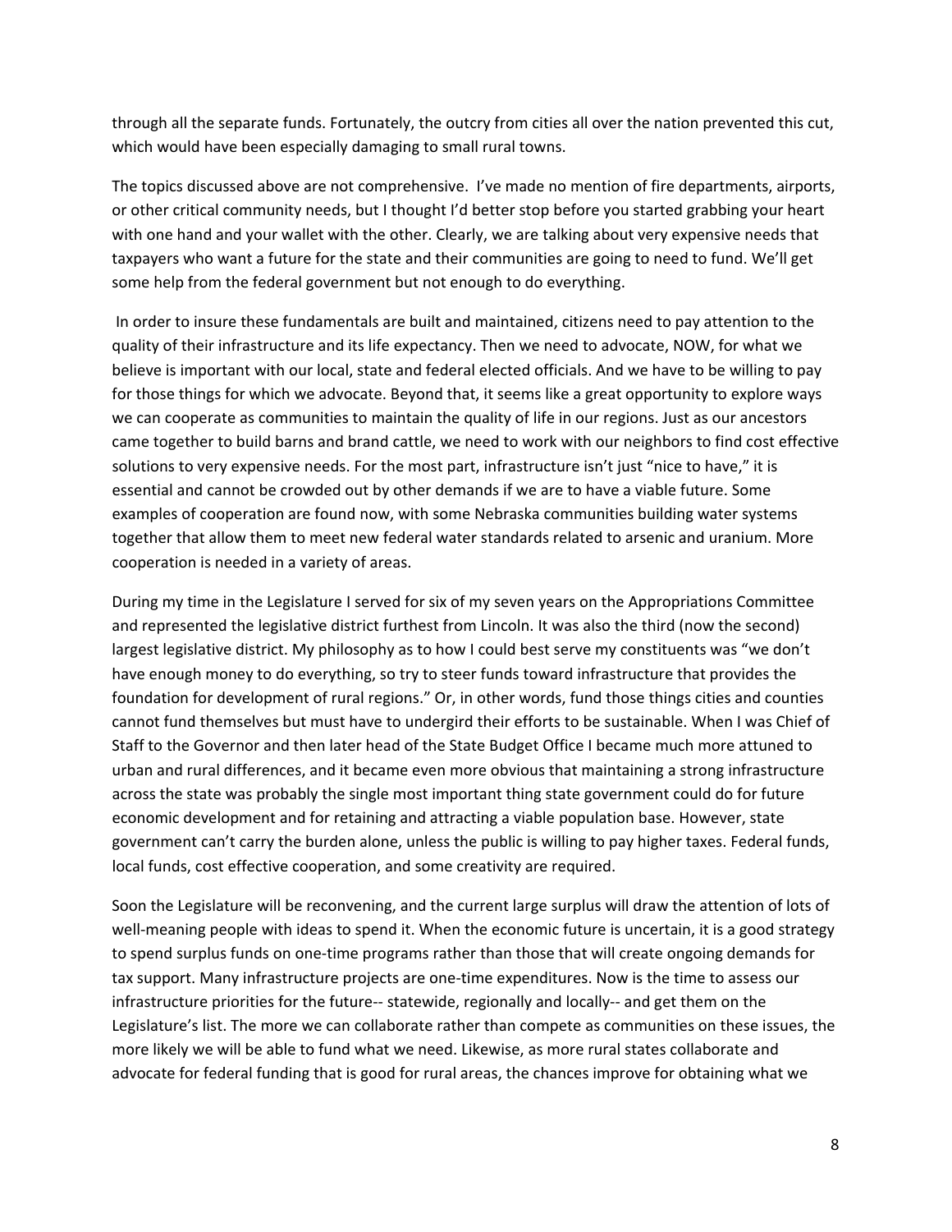through all the separate funds. Fortunately, the outcry from cities all over the nation prevented this cut, which would have been especially damaging to small rural towns.

The topics discussed above are not comprehensive. I've made no mention of fire departments, airports, or other critical community needs, but I thought I'd better stop before you started grabbing your heart with one hand and your wallet with the other. Clearly, we are talking about very expensive needs that taxpayers who want a future for the state and their communities are going to need to fund. We'll get some help from the federal government but not enough to do everything.

In order to insure these fundamentals are built and maintained, citizens need to pay attention to the quality of their infrastructure and its life expectancy. Then we need to advocate, NOW, for what we believe is important with our local, state and federal elected officials. And we have to be willing to pay for those things for which we advocate. Beyond that, it seems like a great opportunity to explore ways we can cooperate as communities to maintain the quality of life in our regions. Just as our ancestors came together to build barns and brand cattle, we need to work with our neighbors to find cost effective solutions to very expensive needs. For the most part, infrastructure isn't just "nice to have," it is essential and cannot be crowded out by other demands if we are to have a viable future. Some examples of cooperation are found now, with some Nebraska communities building water systems together that allow them to meet new federal water standards related to arsenic and uranium. More cooperation is needed in a variety of areas.

During my time in the Legislature I served for six of my seven years on the Appropriations Committee and represented the legislative district furthest from Lincoln. It was also the third (now the second) largest legislative district. My philosophy as to how I could best serve my constituents was "we don't have enough money to do everything, so try to steer funds toward infrastructure that provides the foundation for development of rural regions." Or, in other words, fund those things cities and counties cannot fund themselves but must have to undergird their efforts to be sustainable. When I was Chief of Staff to the Governor and then later head of the State Budget Office I became much more attuned to urban and rural differences, and it became even more obvious that maintaining a strong infrastructure across the state was probably the single most important thing state government could do for future economic development and for retaining and attracting a viable population base. However, state government can't carry the burden alone, unless the public is willing to pay higher taxes. Federal funds, local funds, cost effective cooperation, and some creativity are required.

Soon the Legislature will be reconvening, and the current large surplus will draw the attention of lots of well-meaning people with ideas to spend it. When the economic future is uncertain, it is a good strategy to spend surplus funds on one-time programs rather than those that will create ongoing demands for tax support. Many infrastructure projects are one-time expenditures. Now is the time to assess our infrastructure priorities for the future-- statewide, regionally and locally-- and get them on the Legislature's list. The more we can collaborate rather than compete as communities on these issues, the more likely we will be able to fund what we need. Likewise, as more rural states collaborate and advocate for federal funding that is good for rural areas, the chances improve for obtaining what we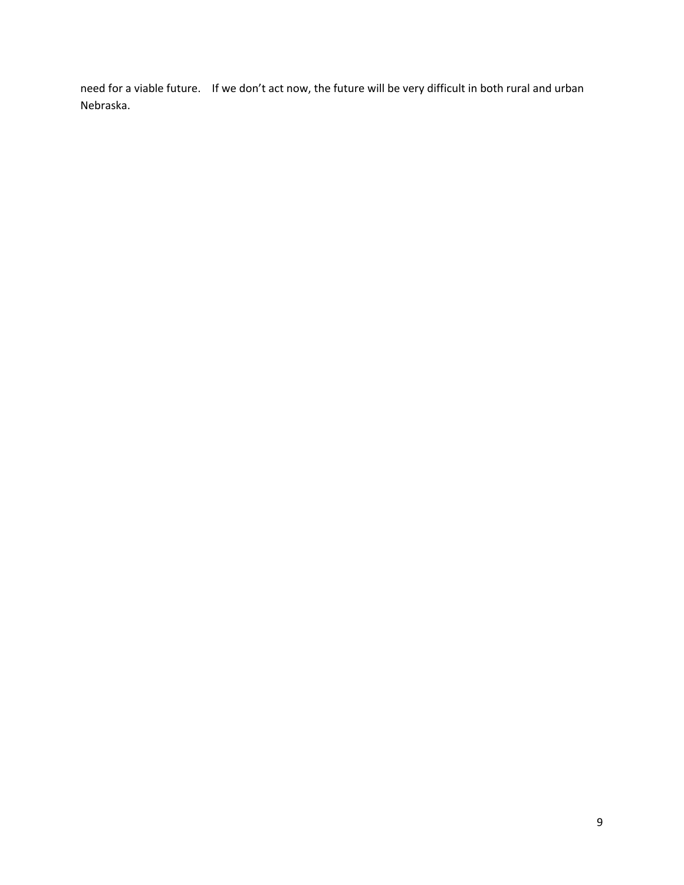need for a viable future. If we don't act now, the future will be very difficult in both rural and urban Nebraska.